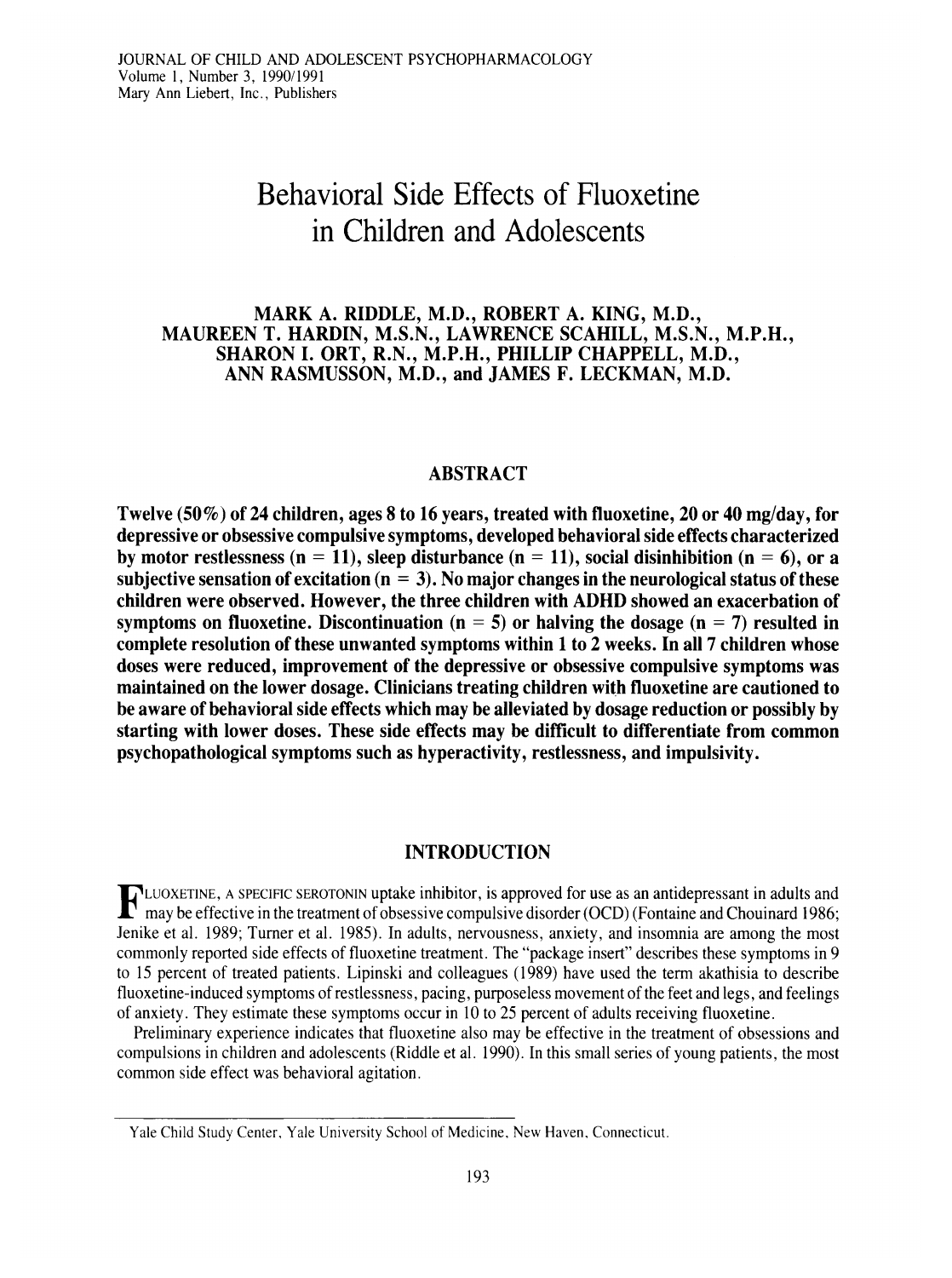# Behavioral Side Effects of Fluoxetine in Children and Adolescents

**MARK A. RIDDLE, M.D., ROBERT A. KING, M.D., MAUREEN T. HARDIN, M.S.N., LAWRENCE SCAHILL, M.S.N., M.P.H., SHARON I. ORT, R.N., M.P.H., PHILLIP CHAPPELL, M.D., ANN RASMUSSON, M.D., and JAMES F. LECKMAN, M.D.**

## ABSTRACT

**Twelve (50%) of 24 children, ages 8 to 16 years, treated with fluoxetine, 20 or 40 mg/day, for depressive or obsessive compulsive symptoms, developed behavioral side effects characterized by motor restlessness (n = 11), sleep disturbance (n = 11), social disinhibition (n = 6), or a subjective sensation of excitation (n = 3). No major changes in the neurological status of these children were observed. However, the three children with ADHD showed an exacerbation of symptoms on fluoxetine. Discontinuation (n = 5) or halving the dosage (n = 7) resulted in complete resolution of these unwanted symptoms within 1 to 2 weeks. In all 7 children whose doses were reduced, improvement of the depressive or obsessive compulsive symptoms was maintained on the lower dosage. Clinicians treating children with fluoxetine are cautioned to be aware of behavioral side effects which may be alleviated by dosage reduction or possibly by starting with lower doses. These side effects may be difficult to differentiate from common psychopathological symptoms such as hyperactivity, restlessness, and impulsivity.**

## INTRODUCTION

FLUOXETINE, A SPECIFIC SEROTONIN uptake inhibitor, is approved for use as an antidepressant in adults and may be effective in the treatment of obsessive compulsive disorder (OCD) (Fontaine and Chouinard 1986; Jenike et al. 1989; Turner et al. 1985). In adults, nervousness, anxiety, and insomnia are among the most commonly reported side effects of fluoxetine treatment. The "package insert" describes these symptoms in 9 to 15 percent of treated patients. Lipinski and colleagues (1989) have used the term akathisia to describe fluoxetine-induced symptoms of restlessness, pacing, purposeless movement of the feet and legs, and feelings of anxiety. They estimate these symptoms occur in 10 to 25 percent of adults receiving fluoxetine.

Preliminary experience indicates that fluoxetine also may be effective in the treatment of obsessions and compulsions in children and adolescents (Riddle et al. 1990). In this small series of young patients, the most common side effect was behavioral agitation.

Yale Child Study Center, Yale University School of Medicine, New Haven, Connecticut.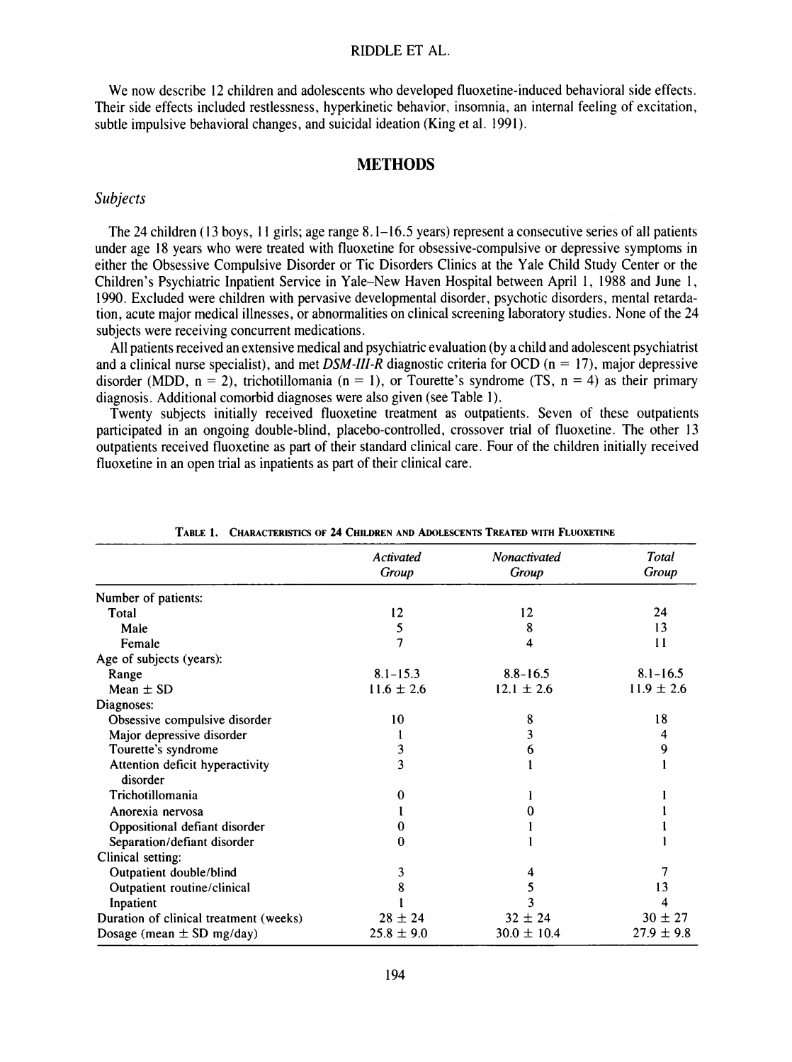We now describe 12 children and adolescents who developed fluoxetine-induced behavioral side effects. Their side effects included restlessness, hyperkinetic behavior, insomnia, an internal feeling of excitation, subtle impulsive behavioral changes, and suicidal ideation (King et al. 1991).

## METHODS

### *Subjects*

The 24 children (13 boys, 11 girls; age range 8.1–16.5 years) represent a consecutive series of all patients under age 18 years who were treated with fluoxetine for obsessive-compulsive or depressive symptoms in either the Obsessive Compulsive Disorder or Tic Disorders Clinics at the Yale Child Study Center or the Children's Psychiatric Inpatient Service in Yale–New Haven Hospital between April 1, 1988 and June 1, 1990. Excluded were children with pervasive developmental disorder, psychotic disorders, mental retardation, acute major medical illnesses, or abnormalities on clinical screening laboratory studies. None of the 24 subjects were receiving concurrent medications.

All patients received an extensive medical and psychiatric evaluation (by a child and adolescent psychiatrist and a clinical nurse specialist), and met *DSM-III-R* diagnostic criteria for OCD (n = 17), major depressive disorder (MDD, n = 2), trichotillomania (n = 1), or Tourette's syndrome (TS, n = 4) as their primary diagnosis. Additional comorbid diagnoses were also given (see Table 1).

Twenty subjects initially received fluoxetine treatment as outpatients. Seven of these outpatients participated in an ongoing double-blind, placebo-controlled, crossover trial of fluoxetine. The other 13 outpatients received fluoxetine as part of their standard clinical care. Four of the children initially received fluoxetine in an open trial as inpatients as part of their clinical care.

TABLE 1. CHARACTERISTICS OF 24 CHILDREN AND ADOLESCENTS TREATED WITH FLUOXETINE

| | *Activated Group* | *Nonactivated Group* | *Total Group* |
|---|---|---|---|
| Number of patients: | | | |
| Total | 12 | 12 | 24 |
| Male | 5 | 8 | 13 |
| Female | 7 | 4 | 11 |
| Age of subjects (years): | | | |
| Range | 8.1–15.3 | 8.8–16.5 | 8.1–16.5 |
| Mean ± SD | 11.6 ± 2.6 | 12.1 ± 2.6 | 11.9 ± 2.6 |
| Diagnoses: | | | |
| Obsessive compulsive disorder | 10 | 8 | 18 |
| Major depressive disorder | 1 | 3 | 4 |
| Tourette's syndrome | 3 | 6 | 9 |
| Attention deficit hyperactivity disorder | 3 | 1 | 1 |
| Trichotillomania | 0 | 1 | 1 |
| Anorexia nervosa | 1 | 0 | 1 |
| Oppositional defiant disorder | 0 | 1 | 1 |
| Separation/defiant disorder | 0 | 1 | 1 |
| Clinical setting: | | | |
| Outpatient double/blind | 3 | 4 | 7 |
| Outpatient routine/clinical | 8 | 5 | 13 |
| Inpatient | 1 | 3 | 4 |
| Duration of clinical treatment (weeks) | 28 ± 24 | 32 ± 24 | 30 ± 27 |
| Dosage (mean ± SD mg/day) | 25.8 ± 9.0 | 30.0 ± 10.4 | 27.9 ± 9.8 |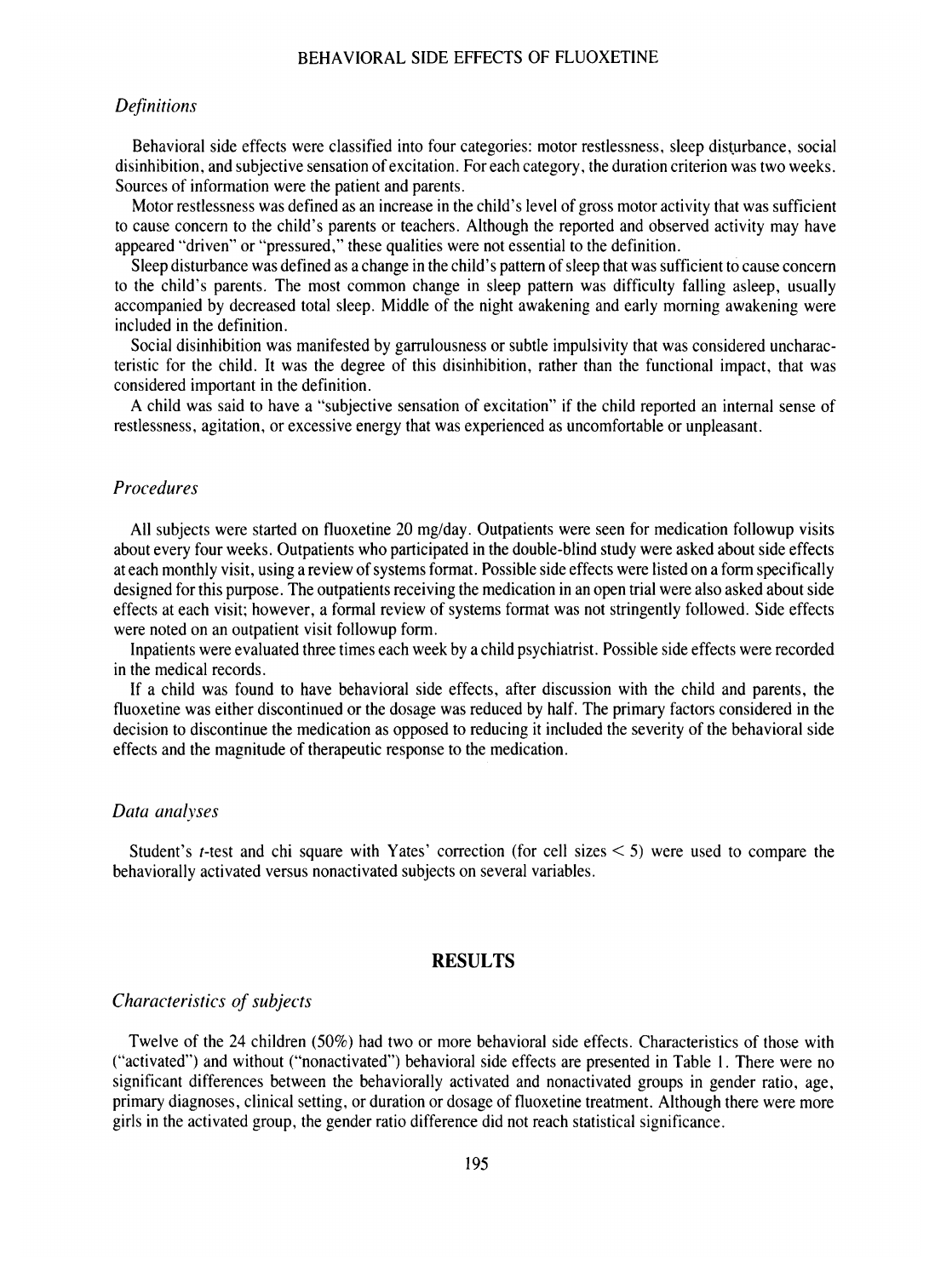### *Definitions*

Behavioral side effects were classified into four categories: motor restlessness, sleep disturbance, social disinhibition, and subjective sensation of excitation. For each category, the duration criterion was two weeks. Sources of information were the patient and parents.

Motor restlessness was defined as an increase in the child's level of gross motor activity that was sufficient to cause concern to the child's parents or teachers. Although the reported and observed activity may have appeared "driven" or "pressured," these qualities were not essential to the definition.

Sleep disturbance was defined as a change in the child's pattern of sleep that was sufficient to cause concern to the child's parents. The most common change in sleep pattern was difficulty falling asleep, usually accompanied by decreased total sleep. Middle of the night awakening and early morning awakening were included in the definition.

Social disinhibition was manifested by garrulousness or subtle impulsivity that was considered uncharacteristic for the child. It was the degree of this disinhibition, rather than the functional impact, that was considered important in the definition.

A child was said to have a "subjective sensation of excitation" if the child reported an internal sense of restlessness, agitation, or excessive energy that was experienced as uncomfortable or unpleasant.

### *Procedures*

All subjects were started on fluoxetine 20 mg/day. Outpatients were seen for medication followup visits about every four weeks. Outpatients who participated in the double-blind study were asked about side effects at each monthly visit, using a review of systems format. Possible side effects were listed on a form specifically designed for this purpose. The outpatients receiving the medication in an open trial were also asked about side effects at each visit; however, a formal review of systems format was not stringently followed. Side effects were noted on an outpatient visit followup form.

Inpatients were evaluated three times each week by a child psychiatrist. Possible side effects were recorded in the medical records.

If a child was found to have behavioral side effects, after discussion with the child and parents, the fluoxetine was either discontinued or the dosage was reduced by half. The primary factors considered in the decision to discontinue the medication as opposed to reducing it included the severity of the behavioral side effects and the magnitude of therapeutic response to the medication.

### *Data analyses*

Student's $t$-test and chi square with Yates' correction (for cell sizes $< 5$) were used to compare the behaviorally activated versus nonactivated subjects on several variables.

## RESULTS

### *Characteristics of subjects*

Twelve of the 24 children (50%) had two or more behavioral side effects. Characteristics of those with ("activated") and without ("nonactivated") behavioral side effects are presented in Table 1. There were no significant differences between the behaviorally activated and nonactivated groups in gender ratio, age, primary diagnoses, clinical setting, or duration or dosage of fluoxetine treatment. Although there were more girls in the activated group, the gender ratio difference did not reach statistical significance.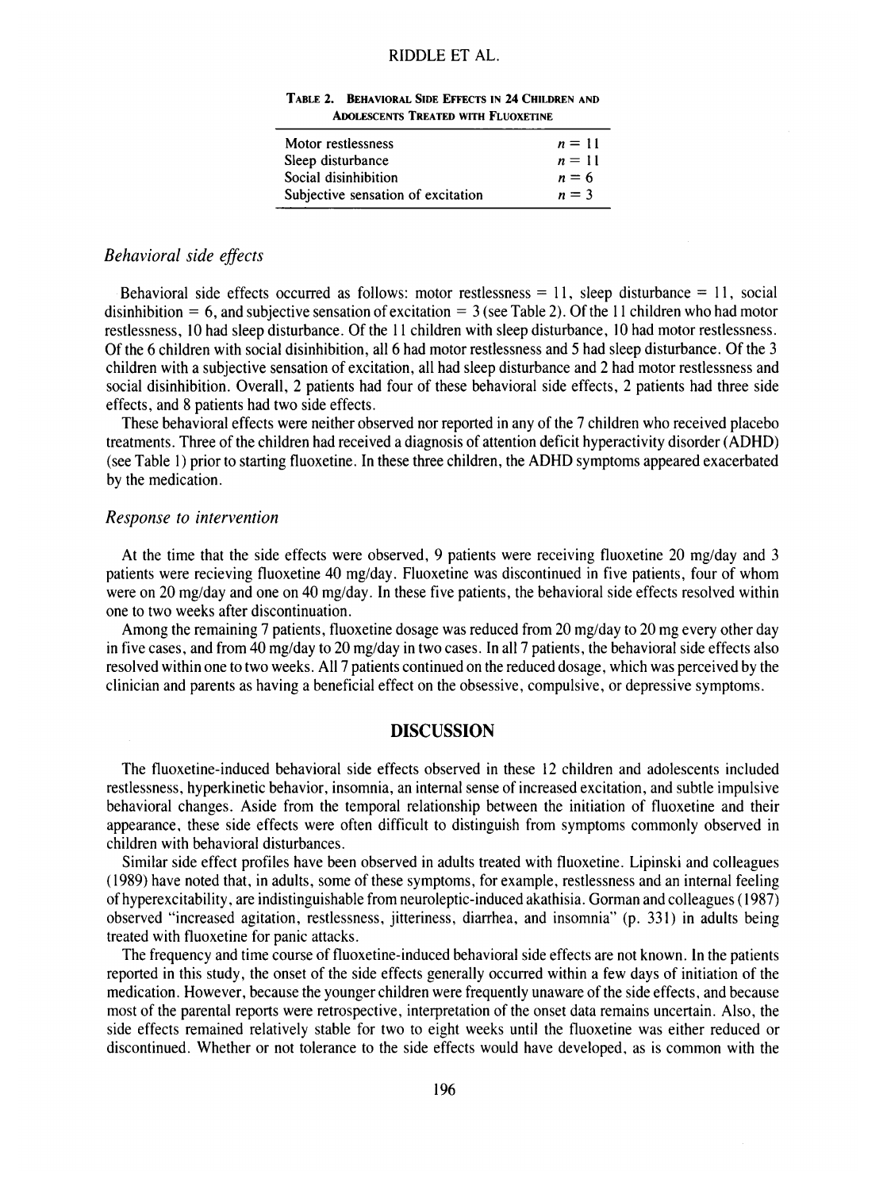TABLE 2. BEHAVIORAL SIDE EFFECTS IN 24 CHILDREN AND ADOLESCENTS TREATED WITH FLUOXETINE

| | |
|---|---|
| Motor restlessness | $n = 11$ |
| Sleep disturbance | $n = 11$ |
| Social disinhibition | $n = 6$ |
| Subjective sensation of excitation | $n = 3$ |

### *Behavioral side effects*

Behavioral side effects occurred as follows: motor restlessness = 11, sleep disturbance = 11, social disinhibition = 6, and subjective sensation of excitation = 3 (see Table 2). Of the 11 children who had motor restlessness, 10 had sleep disturbance. Of the 11 children with sleep disturbance, 10 had motor restlessness. Of the 6 children with social disinhibition, all 6 had motor restlessness and 5 had sleep disturbance. Of the 3 children with a subjective sensation of excitation, all had sleep disturbance and 2 had motor restlessness and social disinhibition. Overall, 2 patients had four of these behavioral side effects, 2 patients had three side effects, and 8 patients had two side effects.

These behavioral effects were neither observed nor reported in any of the 7 children who received placebo treatments. Three of the children had received a diagnosis of attention deficit hyperactivity disorder (ADHD) (see Table 1) prior to starting fluoxetine. In these three children, the ADHD symptoms appeared exacerbated by the medication.

### *Response to intervention*

At the time that the side effects were observed, 9 patients were receiving fluoxetine 20 mg/day and 3 patients were recieving fluoxetine 40 mg/day. Fluoxetine was discontinued in five patients, four of whom were on 20 mg/day and one on 40 mg/day. In these five patients, the behavioral side effects resolved within one to two weeks after discontinuation.

Among the remaining 7 patients, fluoxetine dosage was reduced from 20 mg/day to 20 mg every other day in five cases, and from 40 mg/day to 20 mg/day in two cases. In all 7 patients, the behavioral side effects also resolved within one to two weeks. All 7 patients continued on the reduced dosage, which was perceived by the clinician and parents as having a beneficial effect on the obsessive, compulsive, or depressive symptoms.

## DISCUSSION

The fluoxetine-induced behavioral side effects observed in these 12 children and adolescents included restlessness, hyperkinetic behavior, insomnia, an internal sense of increased excitation, and subtle impulsive behavioral changes. Aside from the temporal relationship between the initiation of fluoxetine and their appearance, these side effects were often difficult to distinguish from symptoms commonly observed in children with behavioral disturbances.

Similar side effect profiles have been observed in adults treated with fluoxetine. Lipinski and colleagues (1989) have noted that, in adults, some of these symptoms, for example, restlessness and an internal feeling of hyperexcitability, are indistinguishable from neuroleptic-induced akathisia. Gorman and colleagues (1987) observed "increased agitation, restlessness, jitteriness, diarrhea, and insomnia" (p. 331) in adults being treated with fluoxetine for panic attacks.

The frequency and time course of fluoxetine-induced behavioral side effects are not known. In the patients reported in this study, the onset of the side effects generally occurred within a few days of initiation of the medication. However, because the younger children were frequently unaware of the side effects, and because most of the parental reports were retrospective, interpretation of the onset data remains uncertain. Also, the side effects remained relatively stable for two to eight weeks until the fluoxetine was either reduced or discontinued. Whether or not tolerance to the side effects would have developed, as is common with the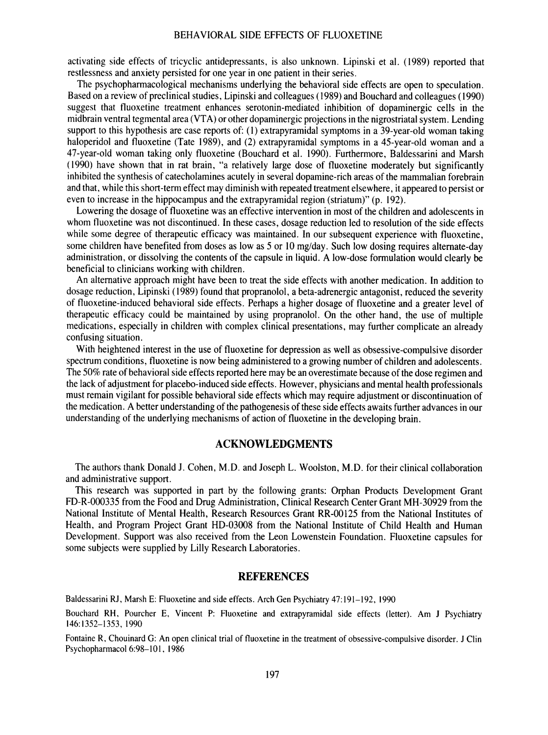activating side effects of tricyclic antidepressants, is also unknown. Lipinski et al. (1989) reported that restlessness and anxiety persisted for one year in one patient in their series.

The psychopharmacological mechanisms underlying the behavioral side effects are open to speculation. Based on a review of preclinical studies, Lipinski and colleagues (1989) and Bouchard and colleagues (1990) suggest that fluoxetine treatment enhances serotonin-mediated inhibition of dopaminergic cells in the midbrain ventral tegmental area (VTA) or other dopaminergic projections in the nigrostriatal system. Lending support to this hypothesis are case reports of: (1) extrapyramidal symptoms in a 39-year-old woman taking haloperidol and fluoxetine (Tate 1989), and (2) extrapyramidal symptoms in a 45-year-old woman and a 47-year-old woman taking only fluoxetine (Bouchard et al. 1990). Furthermore, Baldessarini and Marsh (1990) have shown that in rat brain, "a relatively large dose of fluoxetine moderately but significantly inhibited the synthesis of catecholamines acutely in several dopamine-rich areas of the mammalian forebrain and that, while this short-term effect may diminish with repeated treatment elsewhere, it appeared to persist or even to increase in the hippocampus and the extrapyramidal region (striatum)" (p. 192).

Lowering the dosage of fluoxetine was an effective intervention in most of the children and adolescents in whom fluoxetine was not discontinued. In these cases, dosage reduction led to resolution of the side effects while some degree of therapeutic efficacy was maintained. In our subsequent experience with fluoxetine, some children have benefited from doses as low as 5 or 10 mg/day. Such low dosing requires alternate-day administration, or dissolving the contents of the capsule in liquid. A low-dose formulation would clearly be beneficial to clinicians working with children.

An alternative approach might have been to treat the side effects with another medication. In addition to dosage reduction, Lipinski (1989) found that propranolol, a beta-adrenergic antagonist, reduced the severity of fluoxetine-induced behavioral side effects. Perhaps a higher dosage of fluoxetine and a greater level of therapeutic efficacy could be maintained by using propranolol. On the other hand, the use of multiple medications, especially in children with complex clinical presentations, may further complicate an already confusing situation.

With heightened interest in the use of fluoxetine for depression as well as obsessive-compulsive disorder spectrum conditions, fluoxetine is now being administered to a growing number of children and adolescents. The 50% rate of behavioral side effects reported here may be an overestimate because of the dose regimen and the lack of adjustment for placebo-induced side effects. However, physicians and mental health professionals must remain vigilant for possible behavioral side effects which may require adjustment or discontinuation of the medication. A better understanding of the pathogenesis of these side effects awaits further advances in our understanding of the underlying mechanisms of action of fluoxetine in the developing brain.

## ACKNOWLEDGMENTS

The authors thank Donald J. Cohen, M.D. and Joseph L. Woolston, M.D. for their clinical collaboration and administrative support.

This research was supported in part by the following grants: Orphan Products Development Grant FD-R-000335 from the Food and Drug Administration, Clinical Research Center Grant MH-30929 from the National Institute of Mental Health, Research Resources Grant RR-00125 from the National Institutes of Health, and Program Project Grant HD-03008 from the National Institute of Child Health and Human Development. Support was also received from the Leon Lowenstein Foundation. Fluoxetine capsules for some subjects were supplied by Lilly Research Laboratories.

## REFERENCES

Baldessarini RJ, Marsh E: Fluoxetine and side effects. Arch Gen Psychiatry 47:191–192, 1990

Bouchard RH, Pourcher E, Vincent P: Fluoxetine and extrapyramidal side effects (letter). Am J Psychiatry 146:1352–1353, 1990

Fontaine R, Chouinard G: An open clinical trial of fluoxetine in the treatment of obsessive-compulsive disorder. J Clin Psychopharmacol 6:98–101, 1986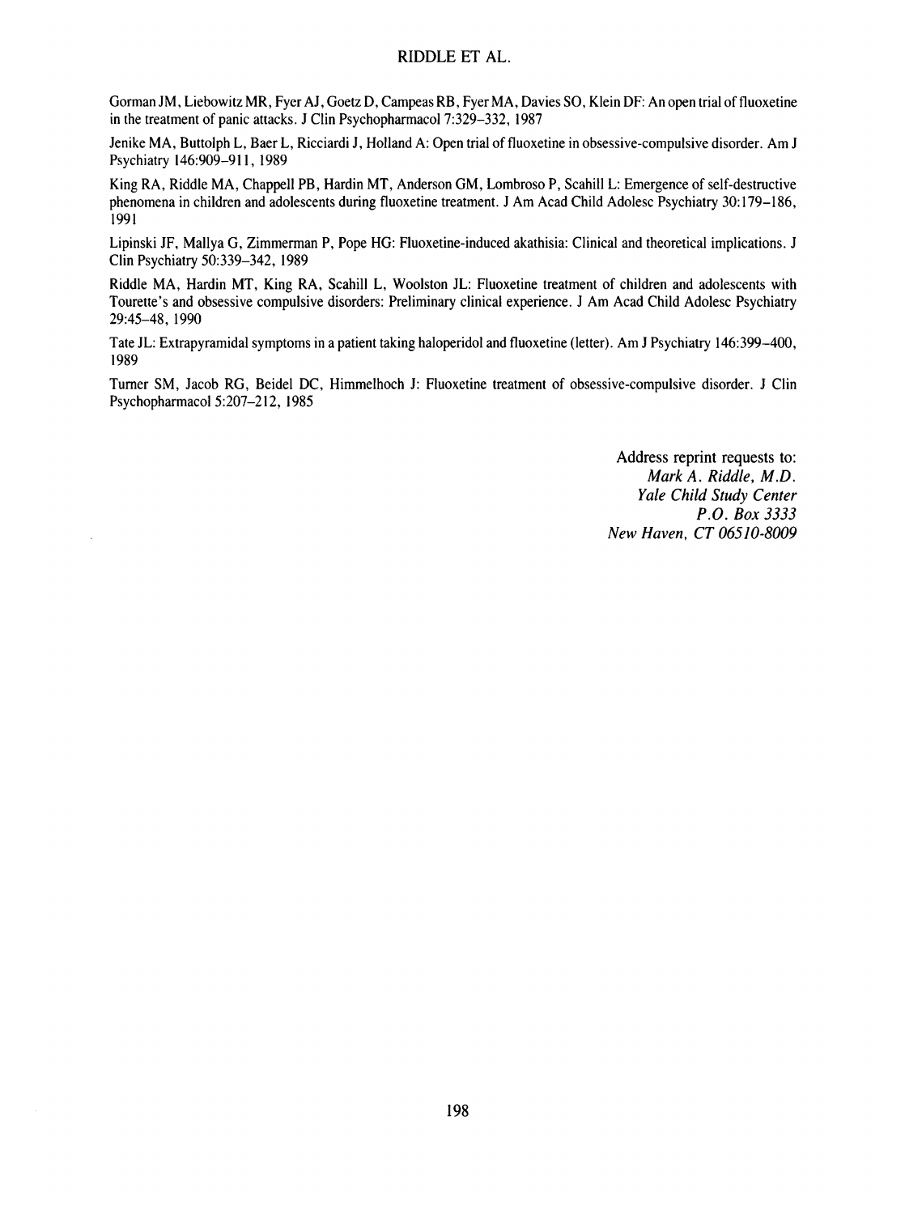Gorman JM, Liebowitz MR, Fyer AJ, Goetz D, Campeas RB, Fyer MA, Davies SO, Klein DF: An open trial of fluoxetine in the treatment of panic attacks. J Clin Psychopharmacol 7:329–332, 1987

Jenike MA, Buttolph L, Baer L, Ricciardi J, Holland A: Open trial of fluoxetine in obsessive-compulsive disorder. Am J Psychiatry 146:909–911, 1989

King RA, Riddle MA, Chappell PB, Hardin MT, Anderson GM, Lombroso P, Scahill L: Emergence of self-destructive phenomena in children and adolescents during fluoxetine treatment. J Am Acad Child Adolesc Psychiatry 30:179–186, 1991

Lipinski JF, Mallya G, Zimmerman P, Pope HG: Fluoxetine-induced akathisia: Clinical and theoretical implications. J Clin Psychiatry 50:339–342, 1989

Riddle MA, Hardin MT, King RA, Scahill L, Woolston JL: Fluoxetine treatment of children and adolescents with Tourette's and obsessive compulsive disorders: Preliminary clinical experience. J Am Acad Child Adolesc Psychiatry 29:45–48, 1990

Tate JL: Extrapyramidal symptoms in a patient taking haloperidol and fluoxetine (letter). Am J Psychiatry 146:399–400, 1989

Turner SM, Jacob RG, Beidel DC, Himmelhoch J: Fluoxetine treatment of obsessive-compulsive disorder. J Clin Psychopharmacol 5:207–212, 1985

Address reprint requests to:
*Mark A. Riddle, M.D.*
*Yale Child Study Center*
*P.O. Box 3333*
*New Haven, CT 06510-8009*